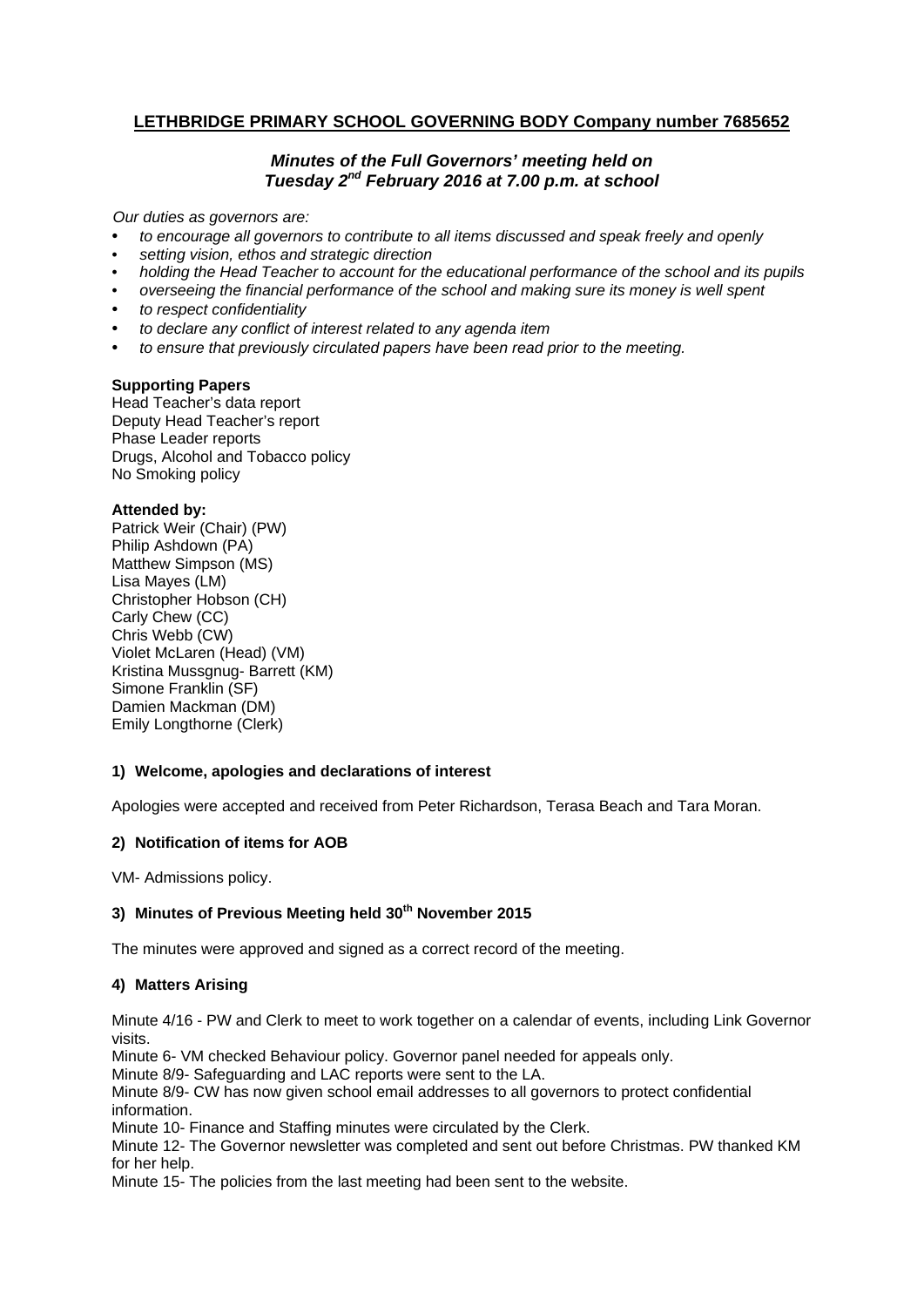**LETHBRIDGE PRIMARY SCHOOL GOVERNING BODY Company number 7685652**

***Minutes of the Full Governors' meeting held on Tuesday 2nd February 2016 at 7.00 p.m. at school***

*Our duties as governors are:*

- *to encourage all governors to contribute to all items discussed and speak freely and openly*
- *setting vision, ethos and strategic direction*
- *holding the Head Teacher to account for the educational performance of the school and its pupils*
- *overseeing the financial performance of the school and making sure its money is well spent*
- *to respect confidentiality*
- *to declare any conflict of interest related to any agenda item*
- *to ensure that previously circulated papers have been read prior to the meeting.*

**Supporting Papers**

Head Teacher's data report
Deputy Head Teacher's report
Phase Leader reports
Drugs, Alcohol and Tobacco policy
No Smoking policy

**Attended by:**

Patrick Weir (Chair) (PW)
Philip Ashdown (PA)
Matthew Simpson (MS)
Lisa Mayes (LM)
Christopher Hobson (CH)
Carly Chew (CC)
Chris Webb (CW)
Violet McLaren (Head) (VM)
Kristina Mussgnug- Barrett (KM)
Simone Franklin (SF)
Damien Mackman (DM)
Emily Longthorne (Clerk)

**1) Welcome, apologies and declarations of interest**

Apologies were accepted and received from Peter Richardson, Terasa Beach and Tara Moran.

**2) Notification of items for AOB**

VM- Admissions policy.

**3) Minutes of Previous Meeting held 30th November 2015**

The minutes were approved and signed as a correct record of the meeting.

**4) Matters Arising**

Minute 4/16 - PW and Clerk to meet to work together on a calendar of events, including Link Governor visits.
Minute 6- VM checked Behaviour policy. Governor panel needed for appeals only.
Minute 8/9- Safeguarding and LAC reports were sent to the LA.
Minute 8/9- CW has now given school email addresses to all governors to protect confidential information.
Minute 10- Finance and Staffing minutes were circulated by the Clerk.
Minute 12- The Governor newsletter was completed and sent out before Christmas. PW thanked KM for her help.
Minute 15- The policies from the last meeting had been sent to the website.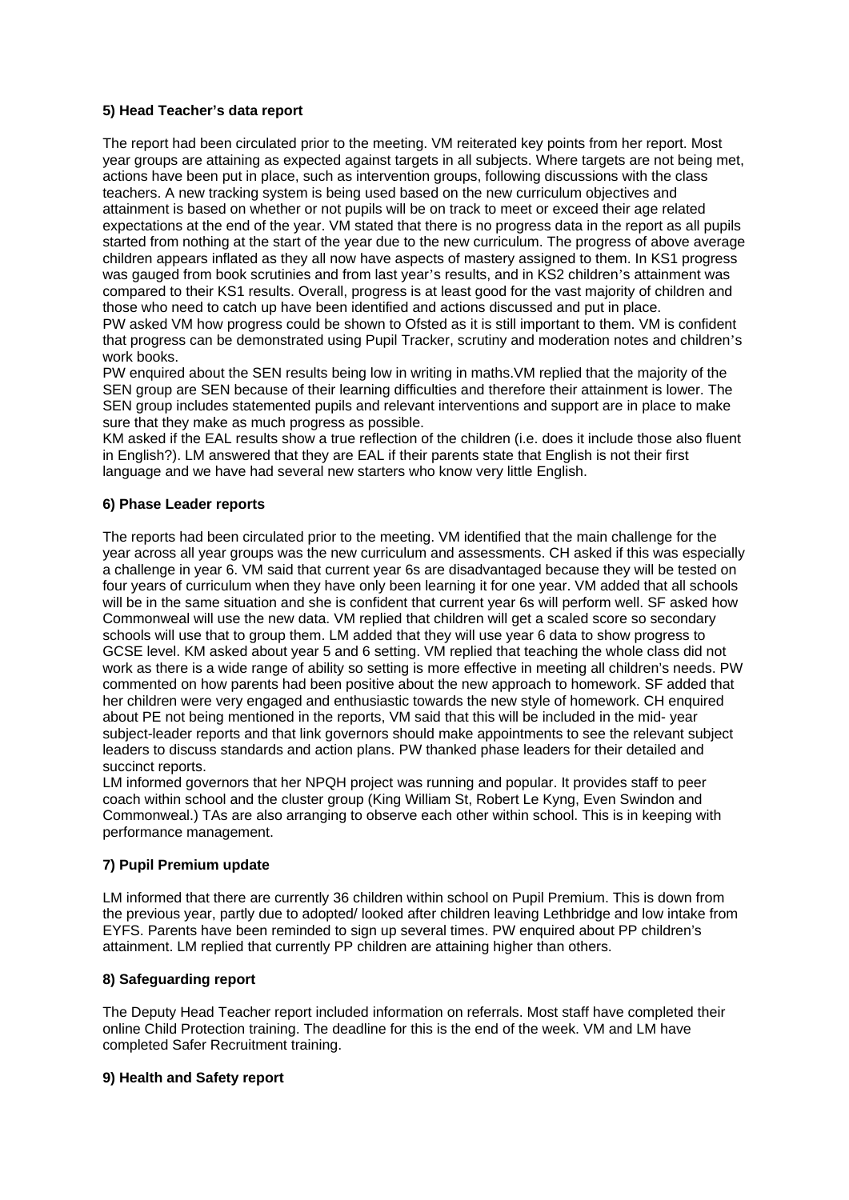**5) Head Teacher's data report**

The report had been circulated prior to the meeting. VM reiterated key points from her report. Most year groups are attaining as expected against targets in all subjects. Where targets are not being met, actions have been put in place, such as intervention groups, following discussions with the class teachers. A new tracking system is being used based on the new curriculum objectives and attainment is based on whether or not pupils will be on track to meet or exceed their age related expectations at the end of the year. VM stated that there is no progress data in the report as all pupils started from nothing at the start of the year due to the new curriculum. The progress of above average children appears inflated as they all now have aspects of mastery assigned to them. In KS1 progress was gauged from book scrutinies and from last year's results, and in KS2 children's attainment was compared to their KS1 results. Overall, progress is at least good for the vast majority of children and those who need to catch up have been identified and actions discussed and put in place.
PW asked VM how progress could be shown to Ofsted as it is still important to them. VM is confident that progress can be demonstrated using Pupil Tracker, scrutiny and moderation notes and children's work books.
PW enquired about the SEN results being low in writing in maths.VM replied that the majority of the SEN group are SEN because of their learning difficulties and therefore their attainment is lower. The SEN group includes statemented pupils and relevant interventions and support are in place to make sure that they make as much progress as possible.
KM asked if the EAL results show a true reflection of the children (i.e. does it include those also fluent in English?). LM answered that they are EAL if their parents state that English is not their first language and we have had several new starters who know very little English.

**6) Phase Leader reports**

The reports had been circulated prior to the meeting. VM identified that the main challenge for the year across all year groups was the new curriculum and assessments. CH asked if this was especially a challenge in year 6. VM said that current year 6s are disadvantaged because they will be tested on four years of curriculum when they have only been learning it for one year. VM added that all schools will be in the same situation and she is confident that current year 6s will perform well. SF asked how Commonweal will use the new data. VM replied that children will get a scaled score so secondary schools will use that to group them. LM added that they will use year 6 data to show progress to GCSE level. KM asked about year 5 and 6 setting. VM replied that teaching the whole class did not work as there is a wide range of ability so setting is more effective in meeting all children's needs. PW commented on how parents had been positive about the new approach to homework. SF added that her children were very engaged and enthusiastic towards the new style of homework. CH enquired about PE not being mentioned in the reports, VM said that this will be included in the mid- year subject-leader reports and that link governors should make appointments to see the relevant subject leaders to discuss standards and action plans. PW thanked phase leaders for their detailed and succinct reports.
LM informed governors that her NPQH project was running and popular. It provides staff to peer coach within school and the cluster group (King William St, Robert Le Kyng, Even Swindon and Commonweal.) TAs are also arranging to observe each other within school. This is in keeping with performance management.

**7) Pupil Premium update**

LM informed that there are currently 36 children within school on Pupil Premium. This is down from the previous year, partly due to adopted/ looked after children leaving Lethbridge and low intake from EYFS. Parents have been reminded to sign up several times. PW enquired about PP children's attainment. LM replied that currently PP children are attaining higher than others.

**8) Safeguarding report**

The Deputy Head Teacher report included information on referrals. Most staff have completed their online Child Protection training. The deadline for this is the end of the week. VM and LM have completed Safer Recruitment training.

**9) Health and Safety report**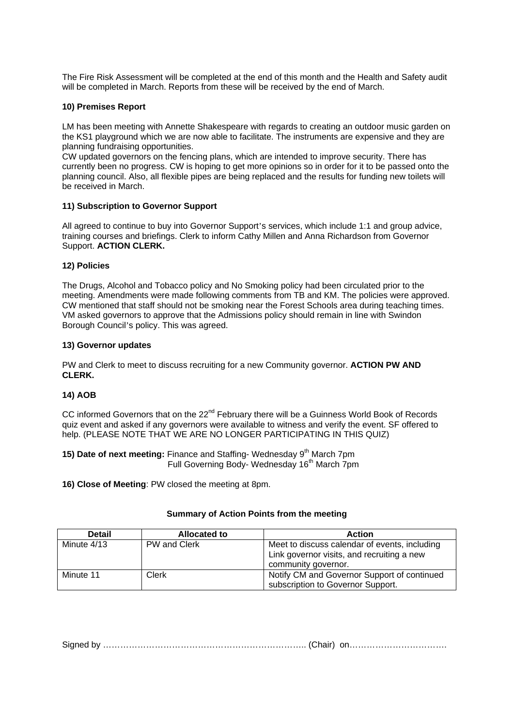The Fire Risk Assessment will be completed at the end of this month and the Health and Safety audit will be completed in March. Reports from these will be received by the end of March.

**10) Premises Report**

LM has been meeting with Annette Shakespeare with regards to creating an outdoor music garden on the KS1 playground which we are now able to facilitate. The instruments are expensive and they are planning fundraising opportunities.
CW updated governors on the fencing plans, which are intended to improve security. There has currently been no progress. CW is hoping to get more opinions so in order for it to be passed onto the planning council. Also, all flexible pipes are being replaced and the results for funding new toilets will be received in March.

**11) Subscription to Governor Support**

All agreed to continue to buy into Governor Support's services, which include 1:1 and group advice, training courses and briefings. Clerk to inform Cathy Millen and Anna Richardson from Governor Support. **ACTION CLERK.**

**12) Policies**

The Drugs, Alcohol and Tobacco policy and No Smoking policy had been circulated prior to the meeting. Amendments were made following comments from TB and KM. The policies were approved. CW mentioned that staff should not be smoking near the Forest Schools area during teaching times. VM asked governors to approve that the Admissions policy should remain in line with Swindon Borough Council's policy. This was agreed.

**13) Governor updates**

PW and Clerk to meet to discuss recruiting for a new Community governor. **ACTION PW AND CLERK.**

**14) AOB**

CC informed Governors that on the 22nd February there will be a Guinness World Book of Records quiz event and asked if any governors were available to witness and verify the event. SF offered to help. (PLEASE NOTE THAT WE ARE NO LONGER PARTICIPATING IN THIS QUIZ)

**15) Date of next meeting:** Finance and Staffing- Wednesday 9th March 7pm
Full Governing Body- Wednesday 16th March 7pm

**16) Close of Meeting**: PW closed the meeting at 8pm.

**Summary of Action Points from the meeting**

| Detail | Allocated to | Action |
|---|---|---|
| Minute 4/13 | PW and Clerk | Meet to discuss calendar of events, including Link governor visits, and recruiting a new community governor. |
| Minute 11 | Clerk | Notify CM and Governor Support of continued subscription to Governor Support. |

Signed by ……………………………………………………………….. (Chair) on…………………………….